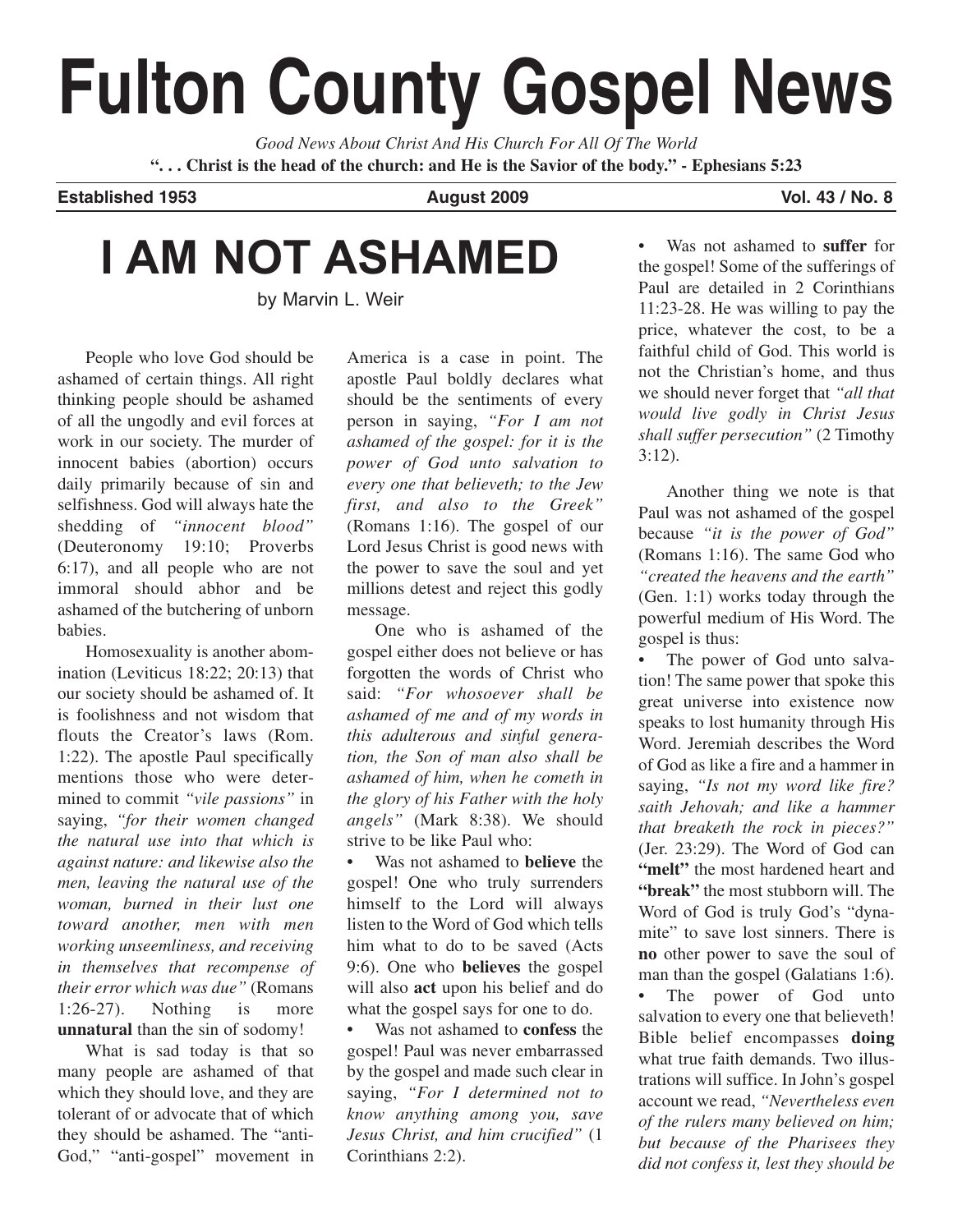# Fulton County Gospel News

*Good News About Christ And His Church For All Of The World*

**". . . Christ is the head of the church: and He is the Savior of the body." - Ephesians 5:23**

**Established 1953** **August 2009** **Vol. 43 / No. 8**

## I AM NOT ASHAMED

by Marvin L. Weir

People who love God should be ashamed of certain things. All right thinking people should be ashamed of all the ungodly and evil forces at work in our society. The murder of innocent babies (abortion) occurs daily primarily because of sin and selfishness. God will always hate the shedding of *"innocent blood"* (Deuteronomy 19:10; Proverbs 6:17), and all people who are not immoral should abhor and be ashamed of the butchering of unborn babies.

Homosexuality is another abomination (Leviticus 18:22; 20:13) that our society should be ashamed of. It is foolishness and not wisdom that flouts the Creator's laws (Rom. 1:22). The apostle Paul specifically mentions those who were determined to commit *"vile passions"* in saying, *"for their women changed the natural use into that which is against nature: and likewise also the men, leaving the natural use of the woman, burned in their lust one toward another, men with men working unseemliness, and receiving in themselves that recompense of their error which was due"* (Romans 1:26-27). Nothing is more **unnatural** than the sin of sodomy!

What is sad today is that so many people are ashamed of that which they should love, and they are tolerant of or advocate that of which they should be ashamed. The "anti-God," "anti-gospel" movement in America is a case in point. The apostle Paul boldly declares what should be the sentiments of every person in saying, *"For I am not ashamed of the gospel: for it is the power of God unto salvation to every one that believeth; to the Jew first, and also to the Greek"* (Romans 1:16). The gospel of our Lord Jesus Christ is good news with the power to save the soul and yet millions detest and reject this godly message.

One who is ashamed of the gospel either does not believe or has forgotten the words of Christ who said: *"For whosoever shall be ashamed of me and of my words in this adulterous and sinful generation, the Son of man also shall be ashamed of him, when he cometh in the glory of his Father with the holy angels"* (Mark 8:38). We should strive to be like Paul who:

- Was not ashamed to **believe** the gospel! One who truly surrenders himself to the Lord will always listen to the Word of God which tells him what to do to be saved (Acts 9:6). One who **believes** the gospel will also **act** upon his belief and do what the gospel says for one to do.
- Was not ashamed to **confess** the gospel! Paul was never embarrassed by the gospel and made such clear in saying, *"For I determined not to know anything among you, save Jesus Christ, and him crucified"* (1 Corinthians 2:2).
- Was not ashamed to **suffer** for the gospel! Some of the sufferings of Paul are detailed in 2 Corinthians 11:23-28. He was willing to pay the price, whatever the cost, to be a faithful child of God. This world is not the Christian's home, and thus we should never forget that *"all that would live godly in Christ Jesus shall suffer persecution"* (2 Timothy 3:12).

Another thing we note is that Paul was not ashamed of the gospel because *"it is the power of God"* (Romans 1:16). The same God who *"created the heavens and the earth"* (Gen. 1:1) works today through the powerful medium of His Word. The gospel is thus:

- The power of God unto salvation! The same power that spoke this great universe into existence now speaks to lost humanity through His Word. Jeremiah describes the Word of God as like a fire and a hammer in saying, *"Is not my word like fire? saith Jehovah; and like a hammer that breaketh the rock in pieces?"* (Jer. 23:29). The Word of God can **"melt"** the most hardened heart and **"break"** the most stubborn will. The Word of God is truly God's "dynamite" to save lost sinners. There is **no** other power to save the soul of man than the gospel (Galatians 1:6).
- The power of God unto salvation to every one that believeth! Bible belief encompasses **doing** what true faith demands. Two illustrations will suffice. In John's gospel account we read, *"Nevertheless even of the rulers many believed on him; but because of the Pharisees they did not confess it, lest they should be*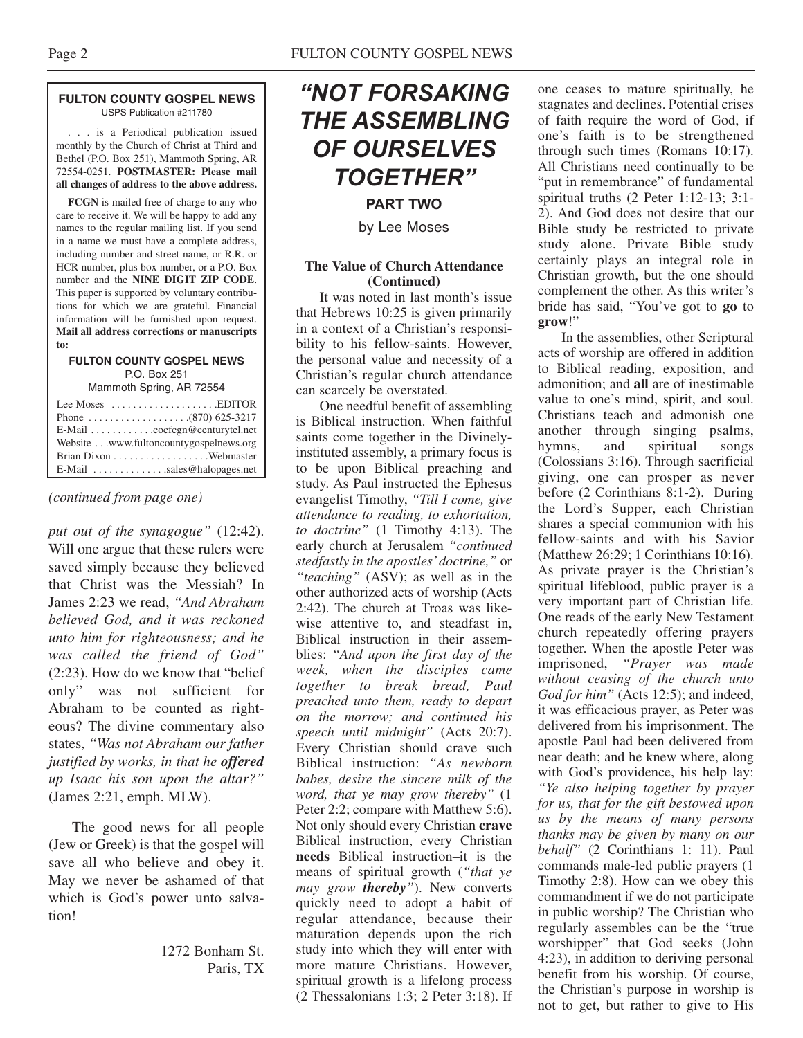**FULTON COUNTY GOSPEL NEWS**
USPS Publication #211780

. . . is a Periodical publication issued monthly by the Church of Christ at Third and Bethel (P.O. Box 251), Mammoth Spring, AR 72554-0251. **POSTMASTER: Please mail all changes of address to the above address.**

**FCGN** is mailed free of charge to any who care to receive it. We will be happy to add any names to the regular mailing list. If you send in a name we must have a complete address, including number and street name, or R.R. or HCR number, plus box number, or a P.O. Box number and the **NINE DIGIT ZIP CODE**. This paper is supported by voluntary contributions for which we are grateful. Financial information will be furnished upon request. **Mail all address corrections or manuscripts to:**

**FULTON COUNTY GOSPEL NEWS**
P.O. Box 251
Mammoth Spring, AR 72554

Lee Moses . . . . . . . . . . . . . . . . . . . .EDITOR
Phone . . . . . . . . . . . . . . . . . . .(870) 625-3217
E-Mail . . . . . . . . . . . .cocfcgn@centurytel.net
Website . . .www.fultoncountygospelnews.org
Brian Dixon . . . . . . . . . . . . . . . . . .Webmaster
E-Mail . . . . . . . . . . . . . .sales@halopages.net

*(continued from page one)*

*put out of the synagogue"* (12:42). Will one argue that these rulers were saved simply because they believed that Christ was the Messiah? In James 2:23 we read, *"And Abraham believed God, and it was reckoned unto him for righteousness; and he was called the friend of God"* (2:23). How do we know that "belief only" was not sufficient for Abraham to be counted as righteous? The divine commentary also states, *"Was not Abraham our father justified by works, in that he* ***offered*** *up Isaac his son upon the altar?"* (James 2:21, emph. MLW).

The good news for all people (Jew or Greek) is that the gospel will save all who believe and obey it. May we never be ashamed of that which is God's power unto salvation!

1272 Bonham St.
Paris, TX

# *"NOT FORSAKING THE ASSEMBLING OF OURSELVES TOGETHER"*

## PART TWO

by Lee Moses

### The Value of Church Attendance (Continued)

It was noted in last month's issue that Hebrews 10:25 is given primarily in a context of a Christian's responsibility to his fellow-saints. However, the personal value and necessity of a Christian's regular church attendance can scarcely be overstated.

One needful benefit of assembling is Biblical instruction. When faithful saints come together in the Divinely-instituted assembly, a primary focus is to be upon Biblical preaching and study. As Paul instructed the Ephesus evangelist Timothy, *"Till I come, give attendance to reading, to exhortation, to doctrine"* (1 Timothy 4:13). The early church at Jerusalem *"continued stedfastly in the apostles' doctrine,"* or *"teaching"* (ASV); as well as in the other authorized acts of worship (Acts 2:42). The church at Troas was likewise attentive to, and steadfast in, Biblical instruction in their assemblies: *"And upon the first day of the week, when the disciples came together to break bread, Paul preached unto them, ready to depart on the morrow; and continued his speech until midnight"* (Acts 20:7). Every Christian should crave such Biblical instruction: *"As newborn babes, desire the sincere milk of the word, that ye may grow thereby"* (1 Peter 2:2; compare with Matthew 5:6). Not only should every Christian **crave** Biblical instruction, every Christian **needs** Biblical instruction–it is the means of spiritual growth (*"that ye may grow* ***thereby****"*). New converts quickly need to adopt a habit of regular attendance, because their maturation depends upon the rich study into which they will enter with more mature Christians. However, spiritual growth is a lifelong process (2 Thessalonians 1:3; 2 Peter 3:18). If one ceases to mature spiritually, he stagnates and declines. Potential crises of faith require the word of God, if one's faith is to be strengthened through such times (Romans 10:17). All Christians need continually to be "put in remembrance" of fundamental spiritual truths (2 Peter 1:12-13; 3:1-2). And God does not desire that our Bible study be restricted to private study alone. Private Bible study certainly plays an integral role in Christian growth, but the one should complement the other. As this writer's bride has said, "You've got to **go** to **grow**!"

In the assemblies, other Scriptural acts of worship are offered in addition to Biblical reading, exposition, and admonition; and **all** are of inestimable value to one's mind, spirit, and soul. Christians teach and admonish one another through singing psalms, hymns, and spiritual songs (Colossians 3:16). Through sacrificial giving, one can prosper as never before (2 Corinthians 8:1-2). During the Lord's Supper, each Christian shares a special communion with his fellow-saints and with his Savior (Matthew 26:29; 1 Corinthians 10:16). As private prayer is the Christian's spiritual lifeblood, public prayer is a very important part of Christian life. One reads of the early New Testament church repeatedly offering prayers together. When the apostle Peter was imprisoned, *"Prayer was made without ceasing of the church unto God for him"* (Acts 12:5); and indeed, it was efficacious prayer, as Peter was delivered from his imprisonment. The apostle Paul had been delivered from near death; and he knew where, along with God's providence, his help lay: *"Ye also helping together by prayer for us, that for the gift bestowed upon us by the means of many persons thanks may be given by many on our behalf"* (2 Corinthians 1: 11). Paul commands male-led public prayers (1 Timothy 2:8). How can we obey this commandment if we do not participate in public worship? The Christian who regularly assembles can be the "true worshipper" that God seeks (John 4:23), in addition to deriving personal benefit from his worship. Of course, the Christian's purpose in worship is not to get, but rather to give to His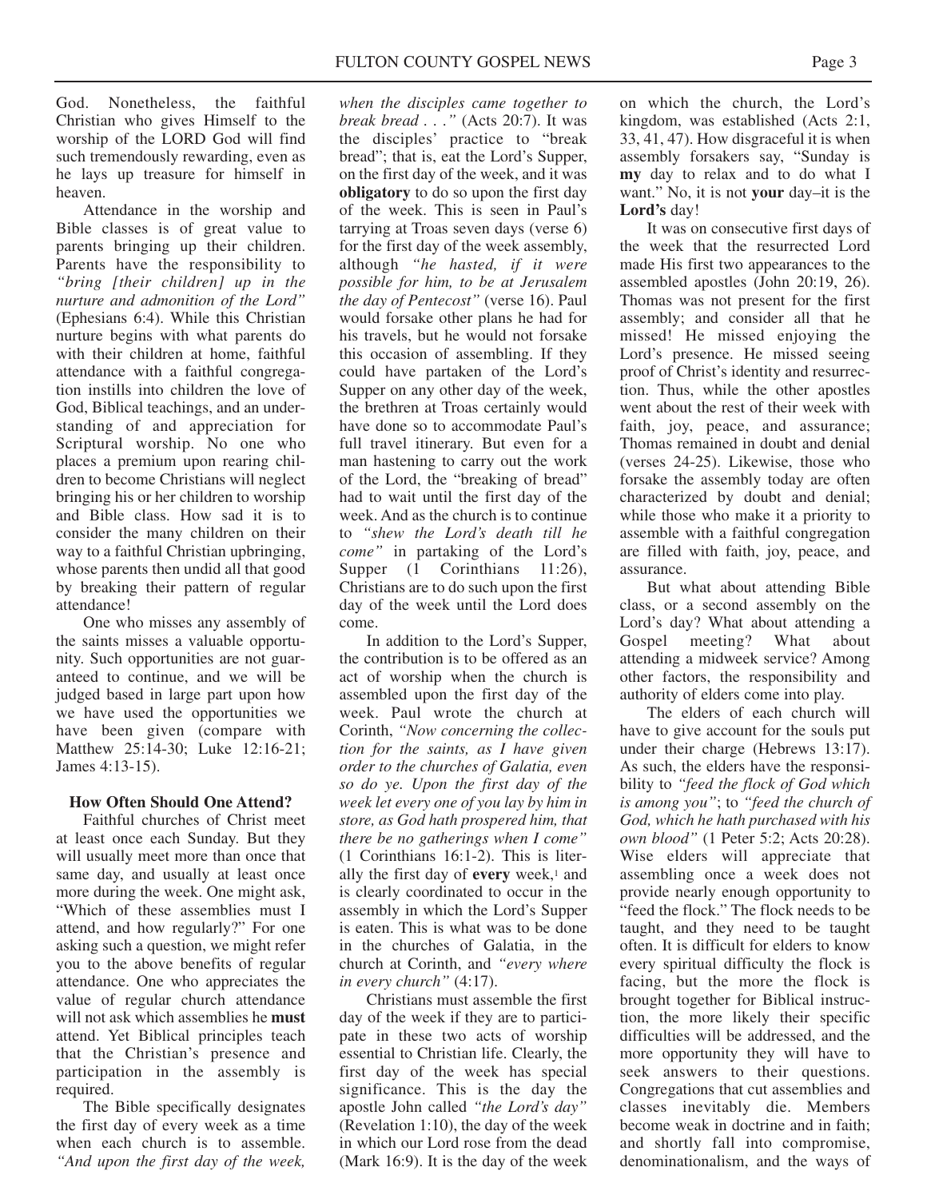God. Nonetheless, the faithful Christian who gives Himself to the worship of the LORD God will find such tremendously rewarding, even as he lays up treasure for himself in heaven.

Attendance in the worship and Bible classes is of great value to parents bringing up their children. Parents have the responsibility to *"bring [their children] up in the nurture and admonition of the Lord"* (Ephesians 6:4). While this Christian nurture begins with what parents do with their children at home, faithful attendance with a faithful congregation instills into children the love of God, Biblical teachings, and an understanding of and appreciation for Scriptural worship. No one who places a premium upon rearing children to become Christians will neglect bringing his or her children to worship and Bible class. How sad it is to consider the many children on their way to a faithful Christian upbringing, whose parents then undid all that good by breaking their pattern of regular attendance!

One who misses any assembly of the saints misses a valuable opportunity. Such opportunities are not guaranteed to continue, and we will be judged based in large part upon how we have used the opportunities we have been given (compare with Matthew 25:14-30; Luke 12:16-21; James 4:13-15).

**How Often Should One Attend?**

Faithful churches of Christ meet at least once each Sunday. But they will usually meet more than once that same day, and usually at least once more during the week. One might ask, "Which of these assemblies must I attend, and how regularly?" For one asking such a question, we might refer you to the above benefits of regular attendance. One who appreciates the value of regular church attendance will not ask which assemblies he **must** attend. Yet Biblical principles teach that the Christian's presence and participation in the assembly is required.

The Bible specifically designates the first day of every week as a time when each church is to assemble. *"And upon the first day of the week, when the disciples came together to break bread . . ."* (Acts 20:7). It was the disciples' practice to "break bread"; that is, eat the Lord's Supper, on the first day of the week, and it was **obligatory** to do so upon the first day of the week. This is seen in Paul's tarrying at Troas seven days (verse 6) for the first day of the week assembly, although *"he hasted, if it were possible for him, to be at Jerusalem the day of Pentecost"* (verse 16). Paul would forsake other plans he had for his travels, but he would not forsake this occasion of assembling. If they could have partaken of the Lord's Supper on any other day of the week, the brethren at Troas certainly would have done so to accommodate Paul's full travel itinerary. But even for a man hastening to carry out the work of the Lord, the "breaking of bread" had to wait until the first day of the week. And as the church is to continue to *"shew the Lord's death till he come"* in partaking of the Lord's Supper (1 Corinthians 11:26), Christians are to do such upon the first day of the week until the Lord does come.

In addition to the Lord's Supper, the contribution is to be offered as an act of worship when the church is assembled upon the first day of the week. Paul wrote the church at Corinth, *"Now concerning the collection for the saints, as I have given order to the churches of Galatia, even so do ye. Upon the first day of the week let every one of you lay by him in store, as God hath prospered him, that there be no gatherings when I come"* (1 Corinthians 16:1-2). This is literally the first day of **every** week,[1] and is clearly coordinated to occur in the assembly in which the Lord's Supper is eaten. This is what was to be done in the churches of Galatia, in the church at Corinth, and *"every where in every church"* (4:17).

Christians must assemble the first day of the week if they are to participate in these two acts of worship essential to Christian life. Clearly, the first day of the week has special significance. This is the day the apostle John called *"the Lord's day"* (Revelation 1:10), the day of the week in which our Lord rose from the dead (Mark 16:9). It is the day of the week on which the church, the Lord's kingdom, was established (Acts 2:1, 33, 41, 47). How disgraceful it is when assembly forsakers say, "Sunday is **my** day to relax and to do what I want." No, it is not **your** day–it is the **Lord's** day!

It was on consecutive first days of the week that the resurrected Lord made His first two appearances to the assembled apostles (John 20:19, 26). Thomas was not present for the first assembly; and consider all that he missed! He missed enjoying the Lord's presence. He missed seeing proof of Christ's identity and resurrection. Thus, while the other apostles went about the rest of their week with faith, joy, peace, and assurance; Thomas remained in doubt and denial (verses 24-25). Likewise, those who forsake the assembly today are often characterized by doubt and denial; while those who make it a priority to assemble with a faithful congregation are filled with faith, joy, peace, and assurance.

But what about attending Bible class, or a second assembly on the Lord's day? What about attending a Gospel meeting? What about attending a midweek service? Among other factors, the responsibility and authority of elders come into play.

The elders of each church will have to give account for the souls put under their charge (Hebrews 13:17). As such, the elders have the responsibility to *"feed the flock of God which is among you"*; to *"feed the church of God, which he hath purchased with his own blood"* (1 Peter 5:2; Acts 20:28). Wise elders will appreciate that assembling once a week does not provide nearly enough opportunity to "feed the flock." The flock needs to be taught, and they need to be taught often. It is difficult for elders to know every spiritual difficulty the flock is facing, but the more the flock is brought together for Biblical instruction, the more likely their specific difficulties will be addressed, and the more opportunity they will have to seek answers to their questions. Congregations that cut assemblies and classes inevitably die. Members become weak in doctrine and in faith; and shortly fall into compromise, denominationalism, and the ways of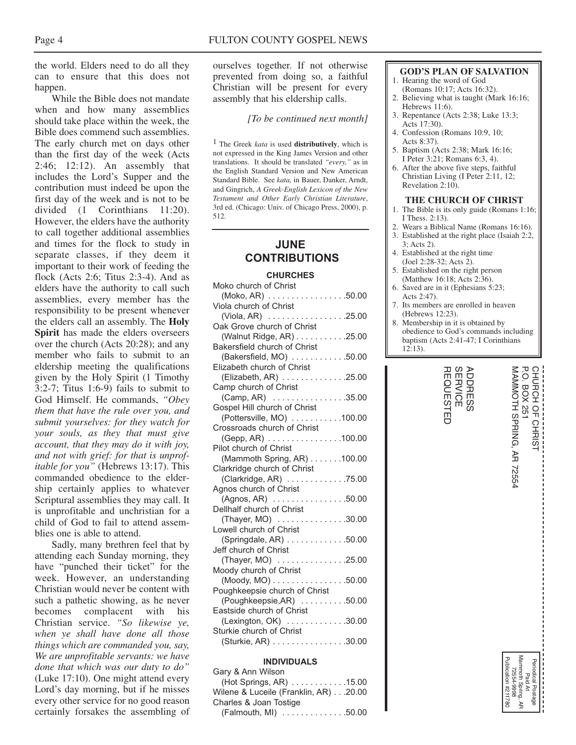the world. Elders need to do all they can to ensure that this does not happen.

While the Bible does not mandate when and how many assemblies should take place within the week, the Bible does commend such assemblies. The early church met on days other than the first day of the week (Acts 2:46; 12:12). An assembly that includes the Lord's Supper and the contribution must indeed be upon the first day of the week and is not to be divided (1 Corinthians 11:20). However, the elders have the authority to call together additional assemblies and times for the flock to study in separate classes, if they deem it important to their work of feeding the flock (Acts 2:6; Titus 2:3-4). And as elders have the authority to call such assemblies, every member has the responsibility to be present whenever the elders call an assembly. The **Holy Spirit** has made the elders overseers over the church (Acts 20:28); and any member who fails to submit to an eldership meeting the qualifications given by the Holy Spirit (1 Timothy 3:2-7; Titus 1:6-9) fails to submit to God Himself. He commands, *"Obey them that have the rule over you, and submit yourselves: for they watch for your souls, as they that must give account, that they may do it with joy, and not with grief: for that is unprofitable for you"* (Hebrews 13:17). This commanded obedience to the eldership certainly applies to whatever Scriptural assemblies they may call. It is unprofitable and unchristian for a child of God to fail to attend assemblies one is able to attend.

Sadly, many brethren feel that by attending each Sunday morning, they have "punched their ticket" for the week. However, an understanding Christian would never be content with such a pathetic showing, as he never becomes complacent with his Christian service. *"So likewise ye, when ye shall have done all those things which are commanded you, say, We are unprofitable servants: we have done that which was our duty to do"* (Luke 17:10). One might attend every Lord's day morning, but if he misses every other service for no good reason certainly forsakes the assembling of ourselves together. If not otherwise prevented from doing so, a faithful Christian will be present for every assembly that his eldership calls.

*[To be continued next month]*

[1] The Greek *kata* is used **distributively**, which is not expressed in the King James Version and other translations. It should be translated *"every,"* as in the English Standard Version and New American Standard Bible. See *kata,* in Bauer, Danker, Arndt, and Gingrich, *A Greek-English Lexicon of the New Testament and Other Early Christian Literature*, 3rd ed. (Chicago: Univ. of Chicago Press, 2000), p. 512.

## JUNE CONTRIBUTIONS

### CHURCHES

| | |
|---|---|
| Moko church of Christ (Moko, AR) | 50.00 |
| Viola church of Christ (Viola, AR) | 25.00 |
| Oak Grove church of Christ (Walnut Ridge, AR) | 25.00 |
| Bakersfield church of Christ (Bakersfield, MO) | 50.00 |
| Elizabeth church of Christ (Elizabeth, AR) | 25.00 |
| Camp church of Christ (Camp, AR) | 35.00 |
| Gospel Hill church of Christ (Pottersville, MO) | 100.00 |
| Crossroads church of Christ (Gepp, AR) | 100.00 |
| Pilot church of Christ (Mammoth Spring, AR) | 100.00 |
| Clarkridge church of Christ (Clarkridge, AR) | 75.00 |
| Agnos church of Christ (Agnos, AR) | 50.00 |
| Dellhalf church of Christ (Thayer, MO) | 30.00 |
| Lowell church of Christ (Springdale, AR) | 50.00 |
| Jeff church of Christ (Thayer, MO) | 25.00 |
| Moody church of Christ (Moody, MO) | 50.00 |
| Poughkeepsie church of Christ (Poughkeepsie,AR) | 50.00 |
| Eastside church of Christ (Lexington, OK) | 30.00 |
| Sturkie church of Christ (Sturkie, AR) | 30.00 |

### INDIVIDUALS

| | |
|---|---|
| Gary & Ann Wilson (Hot Springs, AR) | 15.00 |
| Wilene & Luceile (Franklin, AR) | 20.00 |
| Charles & Joan Tostige (Falmouth, MI) | 50.00 |

### GOD'S PLAN OF SALVATION

1. Hearing the word of God (Romans 10:17; Acts 16:32).
2. Believing what is taught (Mark 16:16; Hebrews 11:6).
3. Repentance (Acts 2:38; Luke 13:3; Acts 17:30).
4. Confession (Romans 10:9, 10; Acts 8:37).
5. Baptism (Acts 2:38; Mark 16:16; I Peter 3:21; Romans 6:3, 4).
6. After the above five steps, faithful Christian Living (I Peter 2:11, 12; Revelation 2:10).

### THE CHURCH OF CHRIST

1. The Bible is its only guide (Romans 1:16; I Thess. 2:13).
2. Wears a Biblical Name (Romans 16:16).
3. Established at the right place (Isaiah 2:2, 3; Acts 2).
4. Established at the right time (Joel 2:28-32; Acts 2).
5. Established on the right person (Matthew 16:18; Acts 2:36).
6. Saved are in it (Ephesians 5:23; Acts 2:47).
7. Its members are enrolled in heaven (Hebrews 12:23).
8. Membership in it is obtained by obedience to God's commands including baptism (Acts 2:41-47; I Corinthians 12:13).

CHURCH OF CHRIST
P.O. BOX 251
MAMMOTH SPRING, AR 72554

ADDRESS SERVICE REQUESTED

Periodical Postage
Paid At
Mammoth Spring, AR
72554-9998
Publication #211780